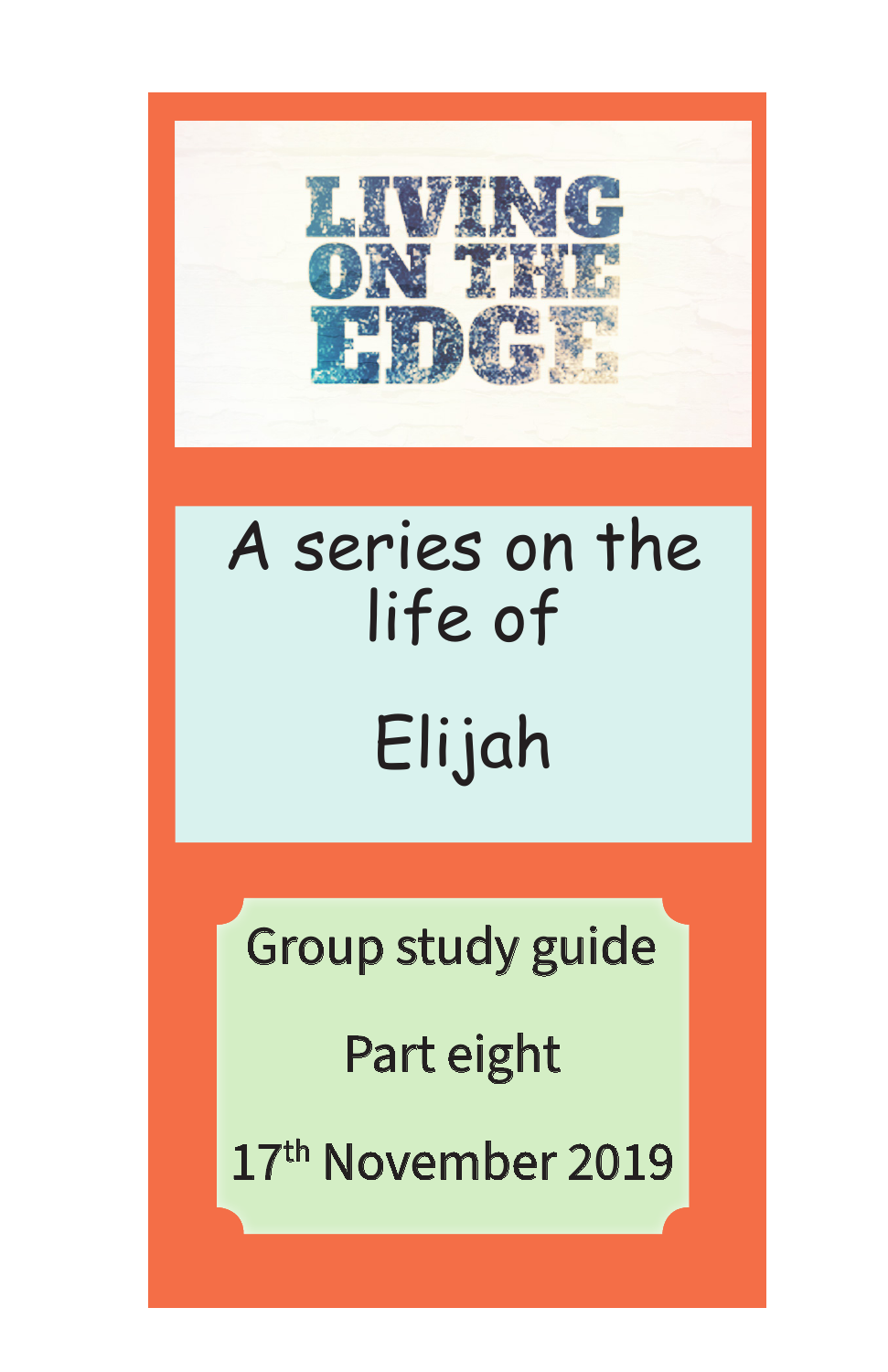# LIVING ON THE EDGE

## A series on the life of

## Elijah

Group study guide

Part eight

17th November 2019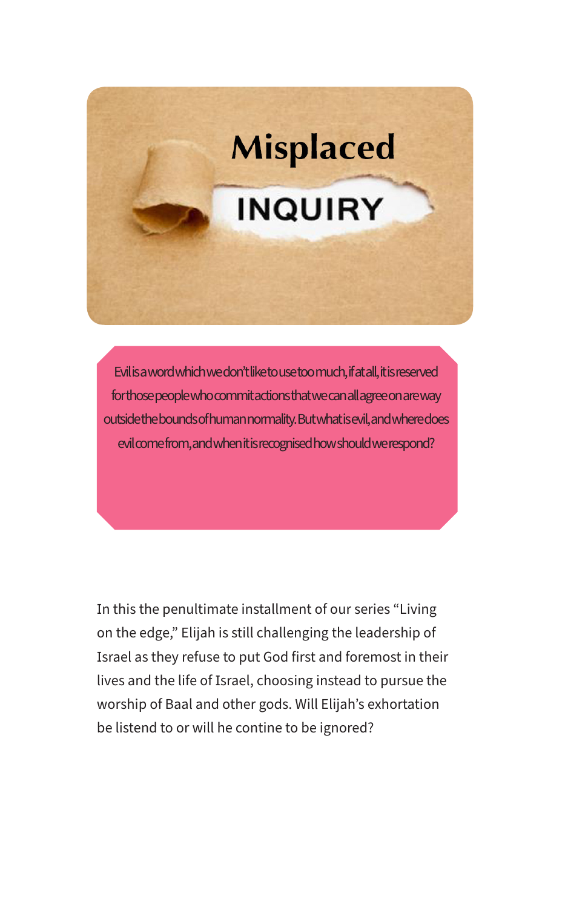# Misplaced INQUIRY

Evil is a word which we don't like to use too much, if at all, it is reserved for those people who commit actions that we can all agree on are way outside the bounds of human normality. But what is evil, and where does evil come from, and when it is recognised how should we respond?

In this the penultimate installment of our series "Living on the edge," Elijah is still challenging the leadership of Israel as they refuse to put God first and foremost in their lives and the life of Israel, choosing instead to pursue the worship of Baal and other gods. Will Elijah's exhortation be listend to or will he contine to be ignored?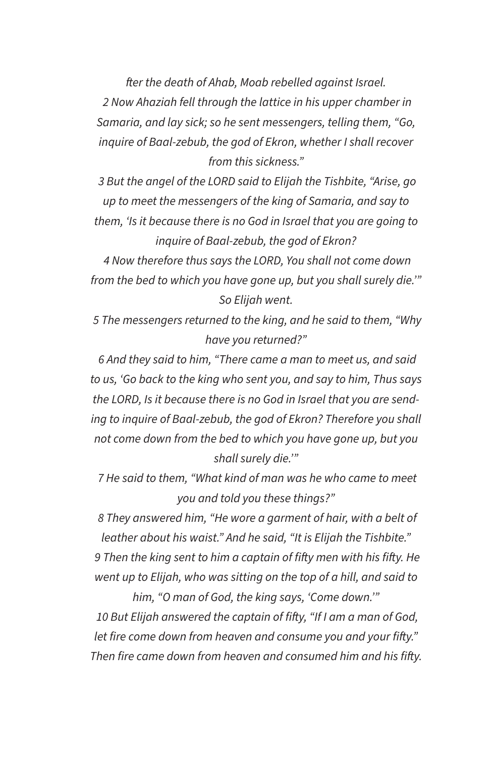*fter the death of Ahab, Moab rebelled against Israel.*

*2 Now Ahaziah fell through the lattice in his upper chamber in Samaria, and lay sick; so he sent messengers, telling them, "Go, inquire of Baal-zebub, the god of Ekron, whether I shall recover from this sickness."*

*3 But the angel of the LORD said to Elijah the Tishbite, "Arise, go up to meet the messengers of the king of Samaria, and say to them, 'Is it because there is no God in Israel that you are going to inquire of Baal-zebub, the god of Ekron?*

*4 Now therefore thus says the LORD, You shall not come down from the bed to which you have gone up, but you shall surely die.'" So Elijah went.*

*5 The messengers returned to the king, and he said to them, "Why have you returned?"*

*6 And they said to him, "There came a man to meet us, and said to us, 'Go back to the king who sent you, and say to him, Thus says the LORD, Is it because there is no God in Israel that you are sending to inquire of Baal-zebub, the god of Ekron? Therefore you shall not come down from the bed to which you have gone up, but you shall surely die.'"*

*7 He said to them, "What kind of man was he who came to meet you and told you these things?"*

*8 They answered him, "He wore a garment of hair, with a belt of leather about his waist." And he said, "It is Elijah the Tishbite."*

*9 Then the king sent to him a captain of fifty men with his fifty. He went up to Elijah, who was sitting on the top of a hill, and said to him, "O man of God, the king says, 'Come down.'"*

*10 But Elijah answered the captain of fifty, "If I am a man of God, let fire come down from heaven and consume you and your fifty." Then fire came down from heaven and consumed him and his fifty.*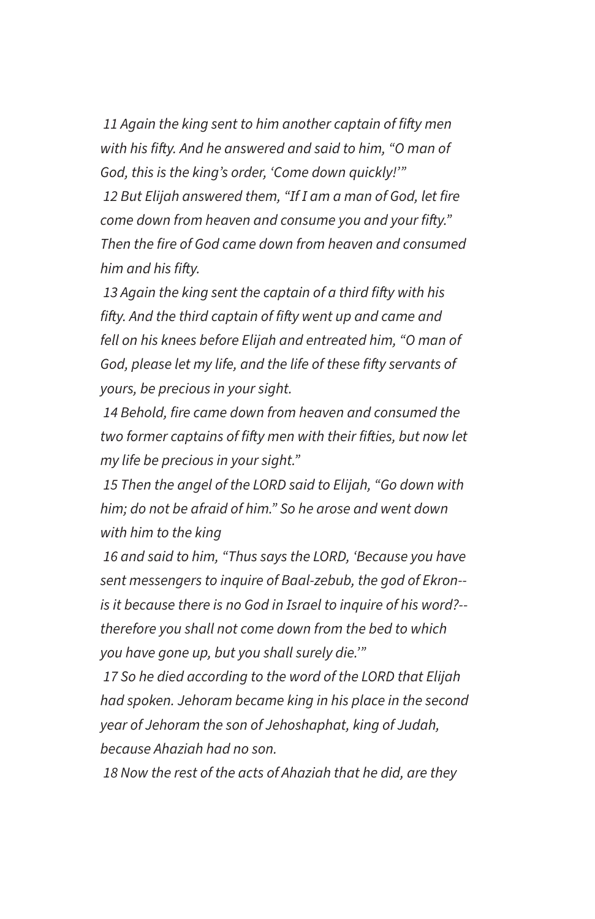*11 Again the king sent to him another captain of fifty men with his fifty. And he answered and said to him, "O man of God, this is the king's order, 'Come down quickly!'"*

*12 But Elijah answered them, "If I am a man of God, let fire come down from heaven and consume you and your fifty." Then the fire of God came down from heaven and consumed him and his fifty.*

*13 Again the king sent the captain of a third fifty with his fifty. And the third captain of fifty went up and came and fell on his knees before Elijah and entreated him, "O man of God, please let my life, and the life of these fifty servants of yours, be precious in your sight.*

*14 Behold, fire came down from heaven and consumed the two former captains of fifty men with their fifties, but now let my life be precious in your sight."*

*15 Then the angel of the LORD said to Elijah, "Go down with him; do not be afraid of him." So he arose and went down with him to the king*

*16 and said to him, "Thus says the LORD, 'Because you have sent messengers to inquire of Baal-zebub, the god of Ekron--is it because there is no God in Israel to inquire of his word?--therefore you shall not come down from the bed to which you have gone up, but you shall surely die.'"*

*17 So he died according to the word of the LORD that Elijah had spoken. Jehoram became king in his place in the second year of Jehoram the son of Jehoshaphat, king of Judah, because Ahaziah had no son.*

*18 Now the rest of the acts of Ahaziah that he did, are they*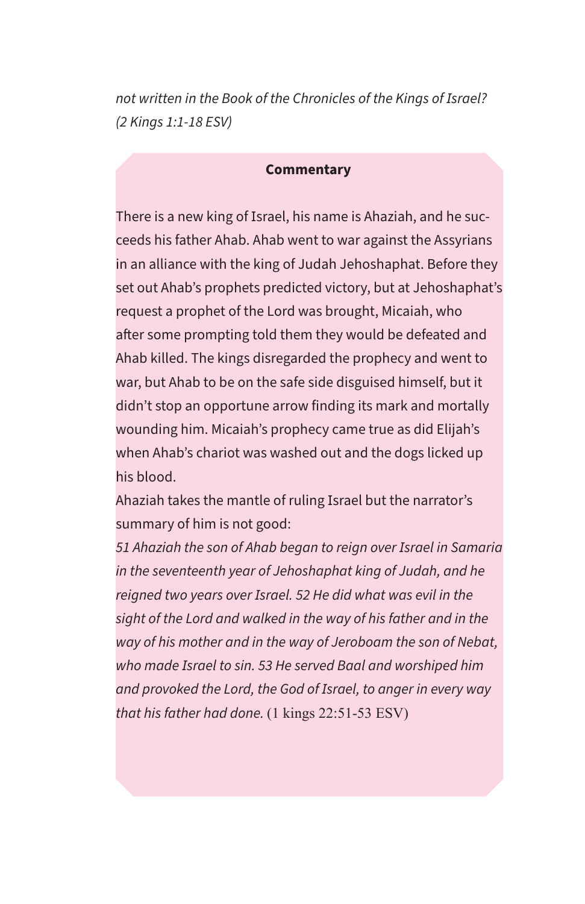*not written in the Book of the Chronicles of the Kings of Israel? (2 Kings 1:1-18 ESV)*

**Commentary**

There is a new king of Israel, his name is Ahaziah, and he succeeds his father Ahab. Ahab went to war against the Assyrians in an alliance with the king of Judah Jehoshaphat. Before they set out Ahab's prophets predicted victory, but at Jehoshaphat's request a prophet of the Lord was brought, Micaiah, who after some prompting told them they would be defeated and Ahab killed. The kings disregarded the prophecy and went to war, but Ahab to be on the safe side disguised himself, but it didn't stop an opportune arrow finding its mark and mortally wounding him. Micaiah's prophecy came true as did Elijah's when Ahab's chariot was washed out and the dogs licked up his blood.

Ahaziah takes the mantle of ruling Israel but the narrator's summary of him is not good:

*51 Ahaziah the son of Ahab began to reign over Israel in Samaria in the seventeenth year of Jehoshaphat king of Judah, and he reigned two years over Israel. 52 He did what was evil in the sight of the Lord and walked in the way of his father and in the way of his mother and in the way of Jeroboam the son of Nebat, who made Israel to sin. 53 He served Baal and worshiped him and provoked the Lord, the God of Israel, to anger in every way that his father had done.* (1 kings 22:51-53 ESV)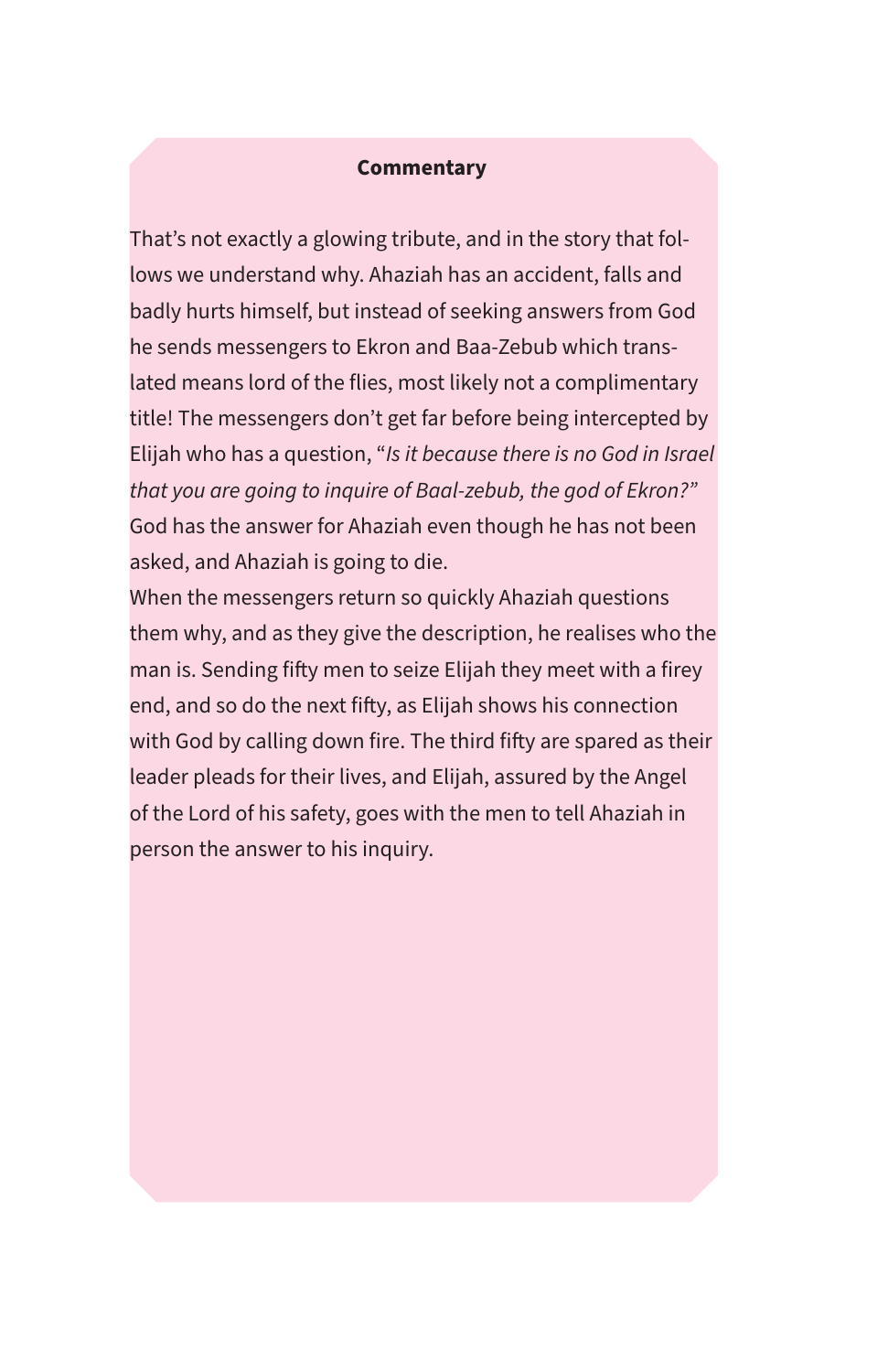**Commentary**

That's not exactly a glowing tribute, and in the story that follows we understand why. Ahaziah has an accident, falls and badly hurts himself, but instead of seeking answers from God he sends messengers to Ekron and Baa-Zebub which translated means lord of the flies, most likely not a complimentary title! The messengers don't get far before being intercepted by Elijah who has a question, "*Is it because there is no God in Israel that you are going to inquire of Baal-zebub, the god of Ekron?"* God has the answer for Ahaziah even though he has not been asked, and Ahaziah is going to die.

When the messengers return so quickly Ahaziah questions them why, and as they give the description, he realises who the man is. Sending fifty men to seize Elijah they meet with a firey end, and so do the next fifty, as Elijah shows his connection with God by calling down fire. The third fifty are spared as their leader pleads for their lives, and Elijah, assured by the Angel of the Lord of his safety, goes with the men to tell Ahaziah in person the answer to his inquiry.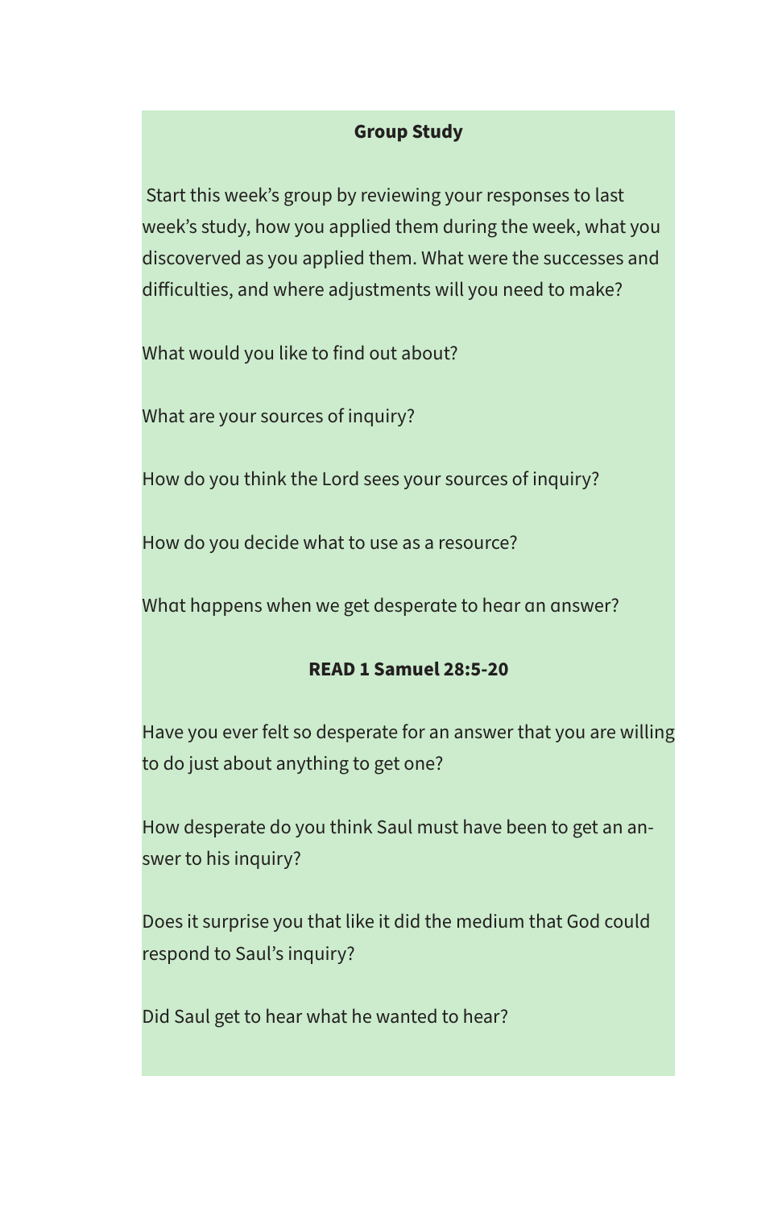**Group Study**

Start this week's group by reviewing your responses to last week's study, how you applied them during the week, what you discoverved as you applied them. What were the successes and difficulties, and where adjustments will you need to make?

What would you like to find out about?

What are your sources of inquiry?

How do you think the Lord sees your sources of inquiry?

How do you decide what to use as a resource?

What happens when we get desperate to hear an answer?

**READ 1 Samuel 28:5-20**

Have you ever felt so desperate for an answer that you are willing to do just about anything to get one?

How desperate do you think Saul must have been to get an answer to his inquiry?

Does it surprise you that like it did the medium that God could respond to Saul's inquiry?

Did Saul get to hear what he wanted to hear?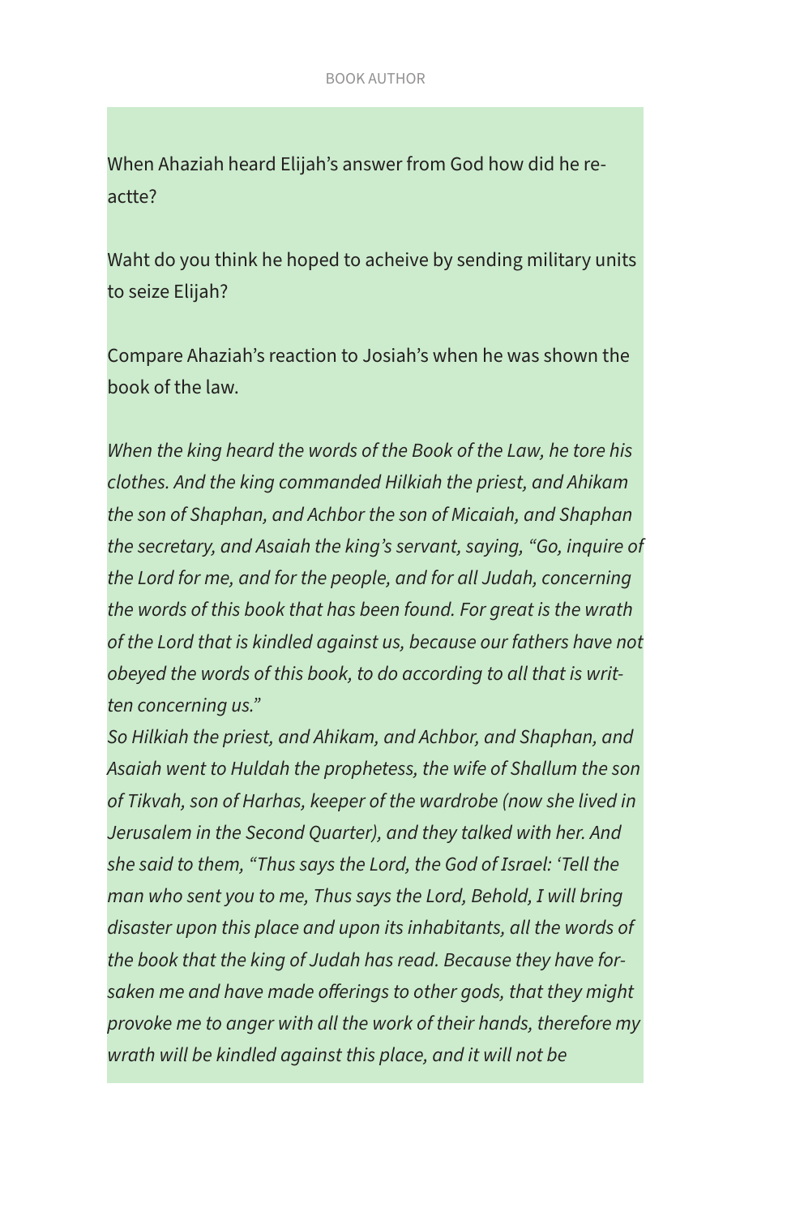When Ahaziah heard Elijah's answer from God how did he re-actte?

Waht do you think he hoped to acheive by sending military units to seize Elijah?

Compare Ahaziah's reaction to Josiah's when he was shown the book of the law.

*When the king heard the words of the Book of the Law, he tore his clothes. And the king commanded Hilkiah the priest, and Ahikam the son of Shaphan, and Achbor the son of Micaiah, and Shaphan the secretary, and Asaiah the king's servant, saying, "Go, inquire of the Lord for me, and for the people, and for all Judah, concerning the words of this book that has been found. For great is the wrath of the Lord that is kindled against us, because our fathers have not obeyed the words of this book, to do according to all that is written concerning us."*
*So Hilkiah the priest, and Ahikam, and Achbor, and Shaphan, and Asaiah went to Huldah the prophetess, the wife of Shallum the son of Tikvah, son of Harhas, keeper of the wardrobe (now she lived in Jerusalem in the Second Quarter), and they talked with her. And she said to them, "Thus says the Lord, the God of Israel: 'Tell the man who sent you to me, Thus says the Lord, Behold, I will bring disaster upon this place and upon its inhabitants, all the words of the book that the king of Judah has read. Because they have forsaken me and have made offerings to other gods, that they might provoke me to anger with all the work of their hands, therefore my wrath will be kindled against this place, and it will not be*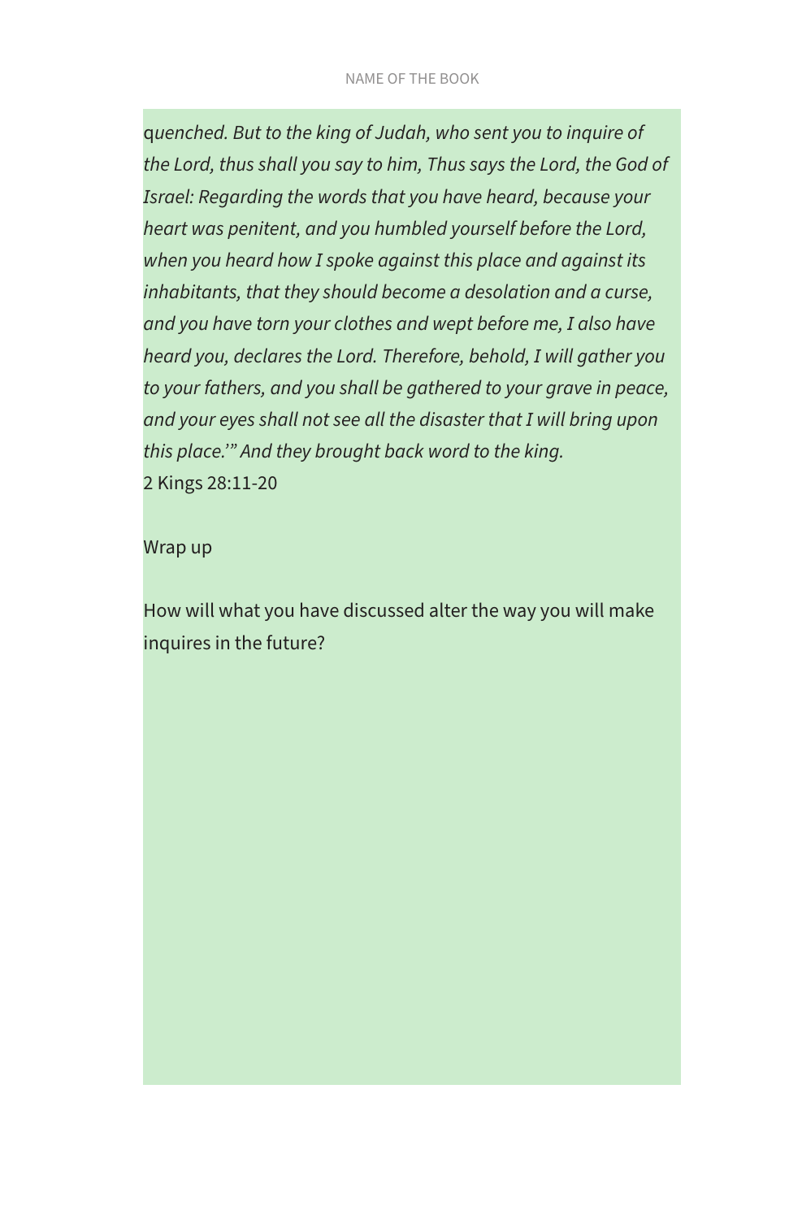*quenched. But to the king of Judah, who sent you to inquire of the Lord, thus shall you say to him, Thus says the Lord, the God of Israel: Regarding the words that you have heard, because your heart was penitent, and you humbled yourself before the Lord, when you heard how I spoke against this place and against its inhabitants, that they should become a desolation and a curse, and you have torn your clothes and wept before me, I also have heard you, declares the Lord. Therefore, behold, I will gather you to your fathers, and you shall be gathered to your grave in peace, and your eyes shall not see all the disaster that I will bring upon this place.'" And they brought back word to the king.*

2 Kings 28:11-20

Wrap up

How will what you have discussed alter the way you will make inquires in the future?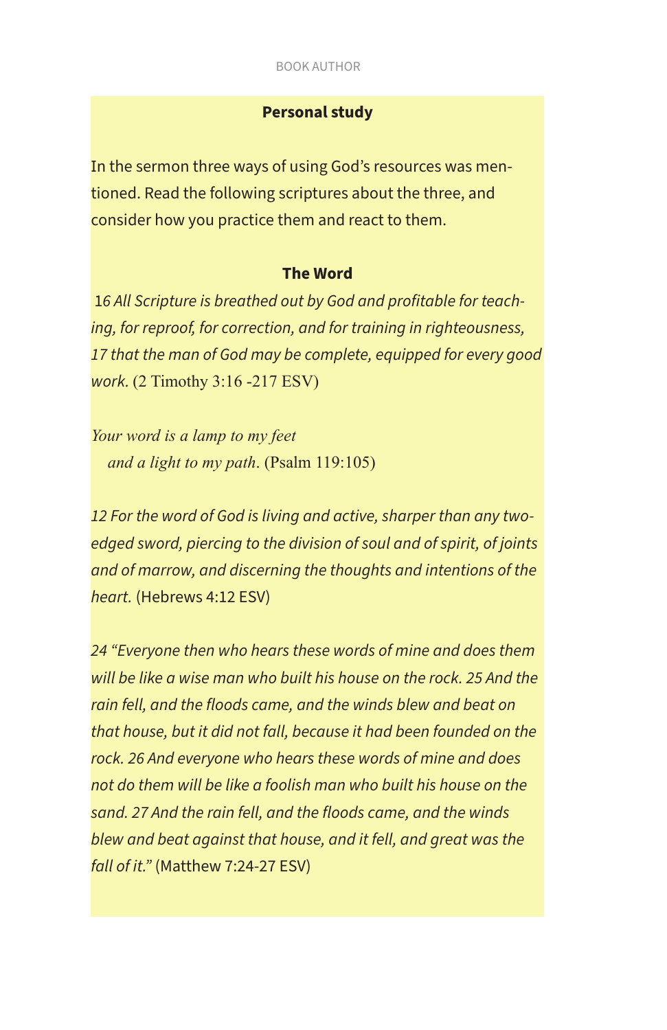**Personal study**

In the sermon three ways of using God’s resources was mentioned. Read the following scriptures about the three, and consider how you practice them and react to them.

**The Word**

16 *All Scripture is breathed out by God and profitable for teaching, for reproof, for correction, and for training in righteousness, 17 that the man of God may be complete, equipped for every good work.* (2 Timothy 3:16 -217 ESV)

*Your word is a lamp to my feet*
*and a light to my path*. (Psalm 119:105)

*12 For the word of God is living and active, sharper than any two-edged sword, piercing to the division of soul and of spirit, of joints and of marrow, and discerning the thoughts and intentions of the heart.* (Hebrews 4:12 ESV)

*24 “Everyone then who hears these words of mine and does them will be like a wise man who built his house on the rock. 25 And the rain fell, and the floods came, and the winds blew and beat on that house, but it did not fall, because it had been founded on the rock. 26 And everyone who hears these words of mine and does not do them will be like a foolish man who built his house on the sand. 27 And the rain fell, and the floods came, and the winds blew and beat against that house, and it fell, and great was the fall of it.”* (Matthew 7:24-27 ESV)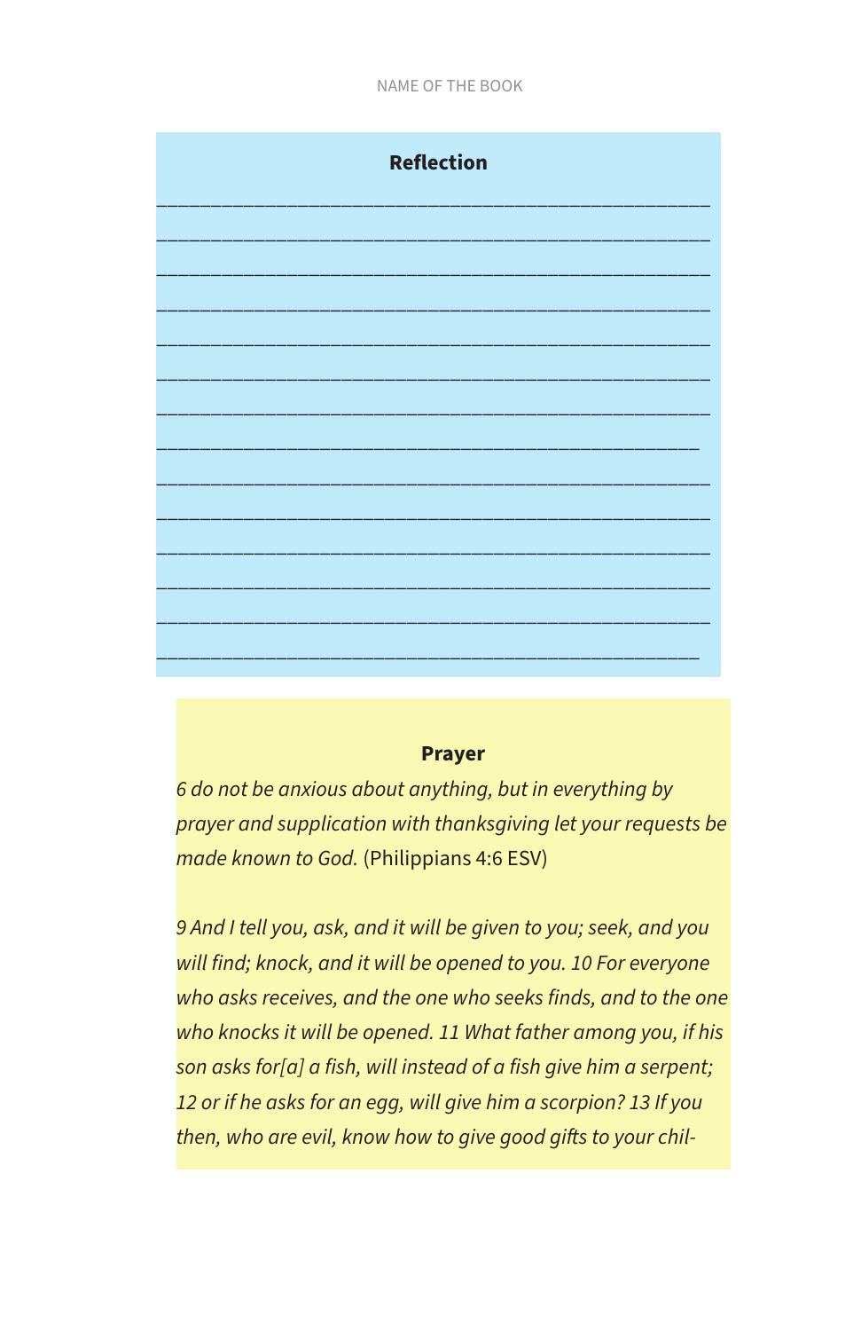**Reflection**

\_\_\_\_\_\_\_\_\_\_\_\_\_\_\_\_\_\_\_\_\_\_\_\_\_\_\_\_\_\_\_\_\_\_\_\_\_\_\_\_\_\_\_\_\_\_\_\_\_\_\_\_

\_\_\_\_\_\_\_\_\_\_\_\_\_\_\_\_\_\_\_\_\_\_\_\_\_\_\_\_\_\_\_\_\_\_\_\_\_\_\_\_\_\_\_\_\_\_\_\_\_\_\_\_

\_\_\_\_\_\_\_\_\_\_\_\_\_\_\_\_\_\_\_\_\_\_\_\_\_\_\_\_\_\_\_\_\_\_\_\_\_\_\_\_\_\_\_\_\_\_\_\_\_\_\_\_

\_\_\_\_\_\_\_\_\_\_\_\_\_\_\_\_\_\_\_\_\_\_\_\_\_\_\_\_\_\_\_\_\_\_\_\_\_\_\_\_\_\_\_\_\_\_\_\_\_\_\_\_

\_\_\_\_\_\_\_\_\_\_\_\_\_\_\_\_\_\_\_\_\_\_\_\_\_\_\_\_\_\_\_\_\_\_\_\_\_\_\_\_\_\_\_\_\_\_\_\_\_\_\_\_

\_\_\_\_\_\_\_\_\_\_\_\_\_\_\_\_\_\_\_\_\_\_\_\_\_\_\_\_\_\_\_\_\_\_\_\_\_\_\_\_\_\_\_\_\_\_\_\_\_\_\_\_

\_\_\_\_\_\_\_\_\_\_\_\_\_\_\_\_\_\_\_\_\_\_\_\_\_\_\_\_\_\_\_\_\_\_\_\_\_\_\_\_\_\_\_\_\_\_\_\_\_\_\_\_

\_\_\_\_\_\_\_\_\_\_\_\_\_\_\_\_\_\_\_\_\_\_\_\_\_\_\_\_\_\_\_\_\_\_\_\_\_\_\_\_\_\_\_\_\_\_\_\_\_\_\_

\_\_\_\_\_\_\_\_\_\_\_\_\_\_\_\_\_\_\_\_\_\_\_\_\_\_\_\_\_\_\_\_\_\_\_\_\_\_\_\_\_\_\_\_\_\_\_\_\_\_\_\_

\_\_\_\_\_\_\_\_\_\_\_\_\_\_\_\_\_\_\_\_\_\_\_\_\_\_\_\_\_\_\_\_\_\_\_\_\_\_\_\_\_\_\_\_\_\_\_\_\_\_\_\_

\_\_\_\_\_\_\_\_\_\_\_\_\_\_\_\_\_\_\_\_\_\_\_\_\_\_\_\_\_\_\_\_\_\_\_\_\_\_\_\_\_\_\_\_\_\_\_\_\_\_\_\_

\_\_\_\_\_\_\_\_\_\_\_\_\_\_\_\_\_\_\_\_\_\_\_\_\_\_\_\_\_\_\_\_\_\_\_\_\_\_\_\_\_\_\_\_\_\_\_\_\_\_\_\_

\_\_\_\_\_\_\_\_\_\_\_\_\_\_\_\_\_\_\_\_\_\_\_\_\_\_\_\_\_\_\_\_\_\_\_\_\_\_\_\_\_\_\_\_\_\_\_\_\_\_\_\_

\_\_\_\_\_\_\_\_\_\_\_\_\_\_\_\_\_\_\_\_\_\_\_\_\_\_\_\_\_\_\_\_\_\_\_\_\_\_\_\_\_\_\_\_\_\_\_\_\_\_\_

**Prayer**

*6 do not be anxious about anything, but in everything by prayer and supplication with thanksgiving let your requests be made known to God.* (Philippians 4:6 ESV)

*9 And I tell you, ask, and it will be given to you; seek, and you will find; knock, and it will be opened to you. 10 For everyone who asks receives, and the one who seeks finds, and to the one who knocks it will be opened. 11 What father among you, if his son asks for[a] a fish, will instead of a fish give him a serpent; 12 or if he asks for an egg, will give him a scorpion? 13 If you then, who are evil, know how to give good gifts to your chil-*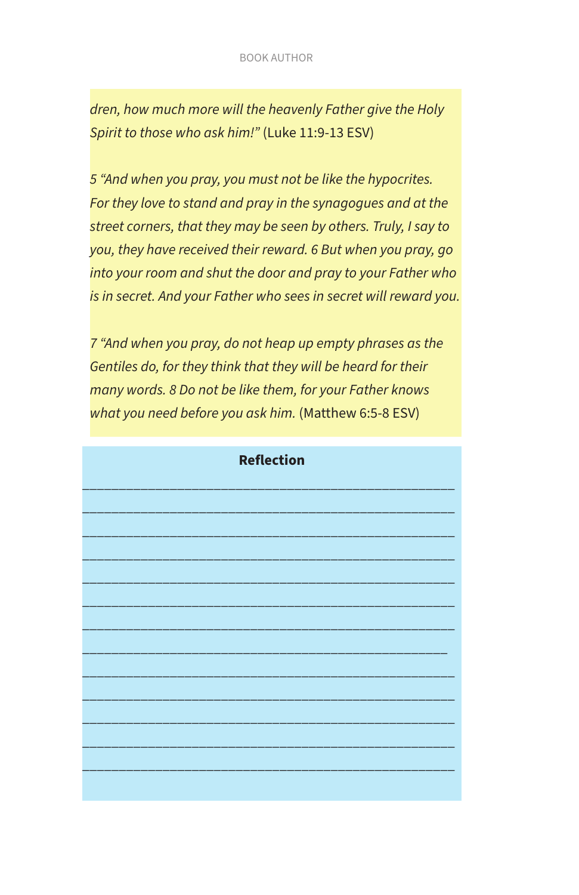*dren, how much more will the heavenly Father give the Holy Spirit to those who ask him!"* (Luke 11:9-13 ESV)

*5 "And when you pray, you must not be like the hypocrites. For they love to stand and pray in the synagogues and at the street corners, that they may be seen by others. Truly, I say to you, they have received their reward. 6 But when you pray, go into your room and shut the door and pray to your Father who is in secret. And your Father who sees in secret will reward you.*

*7 "And when you pray, do not heap up empty phrases as the Gentiles do, for they think that they will be heard for their many words. 8 Do not be like them, for your Father knows what you need before you ask him.* (Matthew 6:5-8 ESV)

**Reflection**

_______________________________________________

_______________________________________________

_______________________________________________

_______________________________________________

_______________________________________________

_______________________________________________

_______________________________________________

______________________________________________

_______________________________________________

_______________________________________________

_______________________________________________

_______________________________________________

_______________________________________________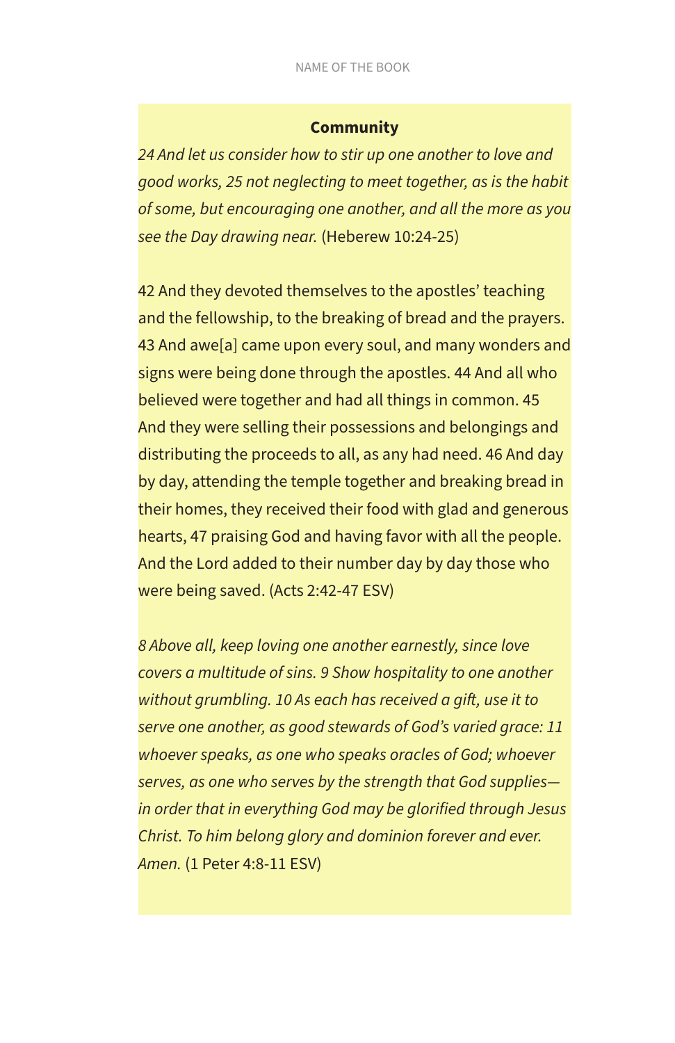**Community**

*24 And let us consider how to stir up one another to love and good works, 25 not neglecting to meet together, as is the habit of some, but encouraging one another, and all the more as you see the Day drawing near.* (Heberew 10:24-25)

42 And they devoted themselves to the apostles' teaching and the fellowship, to the breaking of bread and the prayers. 43 And awe[a] came upon every soul, and many wonders and signs were being done through the apostles. 44 And all who believed were together and had all things in common. 45 And they were selling their possessions and belongings and distributing the proceeds to all, as any had need. 46 And day by day, attending the temple together and breaking bread in their homes, they received their food with glad and generous hearts, 47 praising God and having favor with all the people. And the Lord added to their number day by day those who were being saved. (Acts 2:42-47 ESV)

*8 Above all, keep loving one another earnestly, since love covers a multitude of sins. 9 Show hospitality to one another without grumbling. 10 As each has received a gift, use it to serve one another, as good stewards of God's varied grace: 11 whoever speaks, as one who speaks oracles of God; whoever serves, as one who serves by the strength that God supplies—in order that in everything God may be glorified through Jesus Christ. To him belong glory and dominion forever and ever. Amen.* (1 Peter 4:8-11 ESV)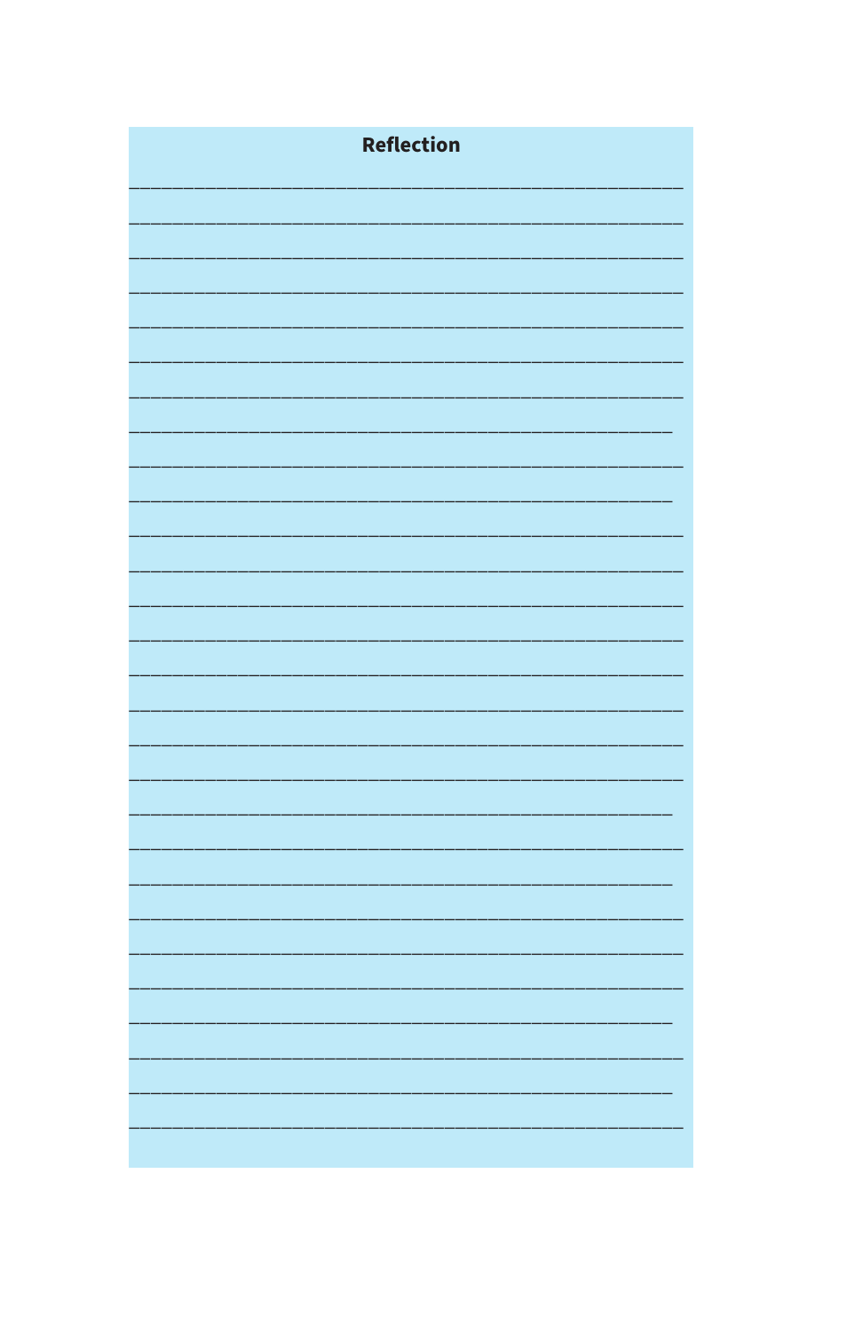## Reflection

____________________________________________________________

____________________________________________________________

____________________________________________________________

____________________________________________________________

____________________________________________________________

____________________________________________________________

____________________________________________________________

___________________________________________________________

____________________________________________________________

___________________________________________________________

____________________________________________________________

____________________________________________________________

____________________________________________________________

____________________________________________________________

____________________________________________________________

____________________________________________________________

____________________________________________________________

____________________________________________________________

___________________________________________________________

____________________________________________________________

___________________________________________________________

____________________________________________________________

____________________________________________________________

____________________________________________________________

___________________________________________________________

____________________________________________________________

___________________________________________________________

____________________________________________________________